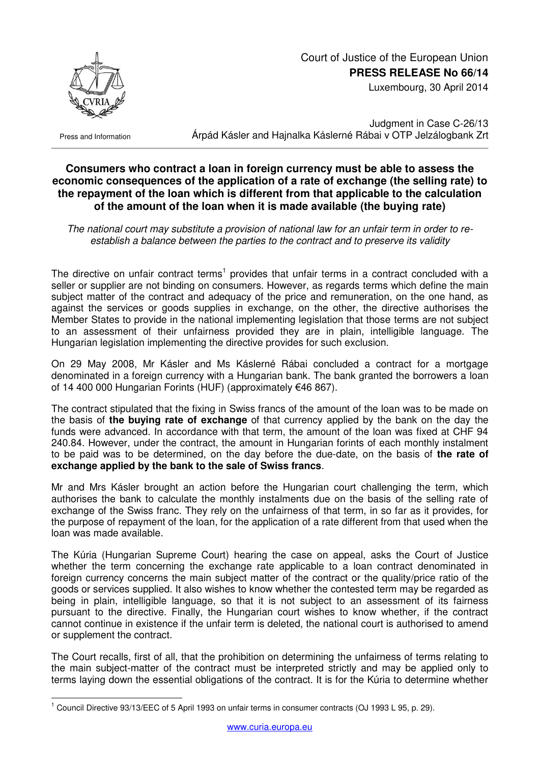Court of Justice of the European Union
**PRESS RELEASE No 66/14**
Luxembourg, 30 April 2014

Press and Information

Judgment in Case C-26/13
Árpád Kásler and Hajnalka Káslerné Rábai v OTP Jelzálogbank Zrt

## Consumers who contract a loan in foreign currency must be able to assess the economic consequences of the application of a rate of exchange (the selling rate) to the repayment of the loan which is different from that applicable to the calculation of the amount of the loan when it is made available (the buying rate)

*The national court may substitute a provision of national law for an unfair term in order to re-establish a balance between the parties to the contract and to preserve its validity*

The directive on unfair contract terms[1] provides that unfair terms in a contract concluded with a seller or supplier are not binding on consumers. However, as regards terms which define the main subject matter of the contract and adequacy of the price and remuneration, on the one hand, as against the services or goods supplies in exchange, on the other, the directive authorises the Member States to provide in the national implementing legislation that those terms are not subject to an assessment of their unfairness provided they are in plain, intelligible language. The Hungarian legislation implementing the directive provides for such exclusion.

On 29 May 2008, Mr Kásler and Ms Káslerné Rábai concluded a contract for a mortgage denominated in a foreign currency with a Hungarian bank. The bank granted the borrowers a loan of 14 400 000 Hungarian Forints (HUF) (approximately €46 867).

The contract stipulated that the fixing in Swiss francs of the amount of the loan was to be made on the basis of **the buying rate of exchange** of that currency applied by the bank on the day the funds were advanced. In accordance with that term, the amount of the loan was fixed at CHF 94 240.84. However, under the contract, the amount in Hungarian forints of each monthly instalment to be paid was to be determined, on the day before the due-date, on the basis of **the rate of exchange applied by the bank to the sale of Swiss francs**.

Mr and Mrs Kásler brought an action before the Hungarian court challenging the term, which authorises the bank to calculate the monthly instalments due on the basis of the selling rate of exchange of the Swiss franc. They rely on the unfairness of that term, in so far as it provides, for the purpose of repayment of the loan, for the application of a rate different from that used when the loan was made available.

The Kúria (Hungarian Supreme Court) hearing the case on appeal, asks the Court of Justice whether the term concerning the exchange rate applicable to a loan contract denominated in foreign currency concerns the main subject matter of the contract or the quality/price ratio of the goods or services supplied. It also wishes to know whether the contested term may be regarded as being in plain, intelligible language, so that it is not subject to an assessment of its fairness pursuant to the directive. Finally, the Hungarian court wishes to know whether, if the contract cannot continue in existence if the unfair term is deleted, the national court is authorised to amend or supplement the contract.

The Court recalls, first of all, that the prohibition on determining the unfairness of terms relating to the main subject-matter of the contract must be interpreted strictly and may be applied only to terms laying down the essential obligations of the contract. It is for the Kúria to determine whether

[1] Council Directive 93/13/EEC of 5 April 1993 on unfair terms in consumer contracts (OJ 1993 L 95, p. 29).

www.curia.europa.eu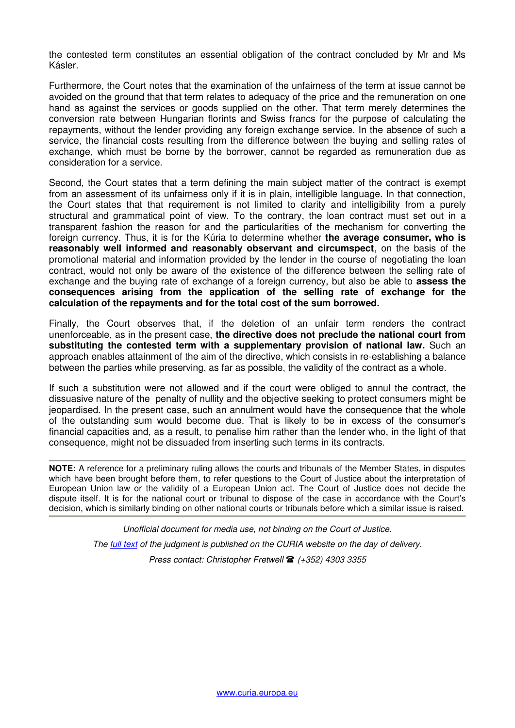the contested term constitutes an essential obligation of the contract concluded by Mr and Ms Kásler.

Furthermore, the Court notes that the examination of the unfairness of the term at issue cannot be avoided on the ground that that term relates to adequacy of the price and the remuneration on one hand as against the services or goods supplied on the other. That term merely determines the conversion rate between Hungarian florints and Swiss francs for the purpose of calculating the repayments, without the lender providing any foreign exchange service. In the absence of such a service, the financial costs resulting from the difference between the buying and selling rates of exchange, which must be borne by the borrower, cannot be regarded as remuneration due as consideration for a service.

Second, the Court states that a term defining the main subject matter of the contract is exempt from an assessment of its unfairness only if it is in plain, intelligible language. In that connection, the Court states that that requirement is not limited to clarity and intelligibility from a purely structural and grammatical point of view. To the contrary, the loan contract must set out in a transparent fashion the reason for and the particularities of the mechanism for converting the foreign currency. Thus, it is for the Kúria to determine whether **the average consumer, who is reasonably well informed and reasonably observant and circumspect**, on the basis of the promotional material and information provided by the lender in the course of negotiating the loan contract, would not only be aware of the existence of the difference between the selling rate of exchange and the buying rate of exchange of a foreign currency, but also be able to **assess the consequences arising from the application of the selling rate of exchange for the calculation of the repayments and for the total cost of the sum borrowed.**

Finally, the Court observes that, if the deletion of an unfair term renders the contract unenforceable, as in the present case, **the directive does not preclude the national court from substituting the contested term with a supplementary provision of national law.** Such an approach enables attainment of the aim of the directive, which consists in re-establishing a balance between the parties while preserving, as far as possible, the validity of the contract as a whole.

If such a substitution were not allowed and if the court were obliged to annul the contract, the dissuasive nature of the penalty of nullity and the objective seeking to protect consumers might be jeopardised. In the present case, such an annulment would have the consequence that the whole of the outstanding sum would become due. That is likely to be in excess of the consumer's financial capacities and, as a result, to penalise him rather than the lender who, in the light of that consequence, might not be dissuaded from inserting such terms in its contracts.

---

**NOTE:** A reference for a preliminary ruling allows the courts and tribunals of the Member States, in disputes which have been brought before them, to refer questions to the Court of Justice about the interpretation of European Union law or the validity of a European Union act. The Court of Justice does not decide the dispute itself. It is for the national court or tribunal to dispose of the case in accordance with the Court's decision, which is similarly binding on other national courts or tribunals before which a similar issue is raised.

---

*Unofficial document for media use, not binding on the Court of Justice.*

*The full text of the judgment is published on the CURIA website on the day of delivery.*

*Press contact: Christopher Fretwell ☎ (+352) 4303 3355*

www.curia.europa.eu